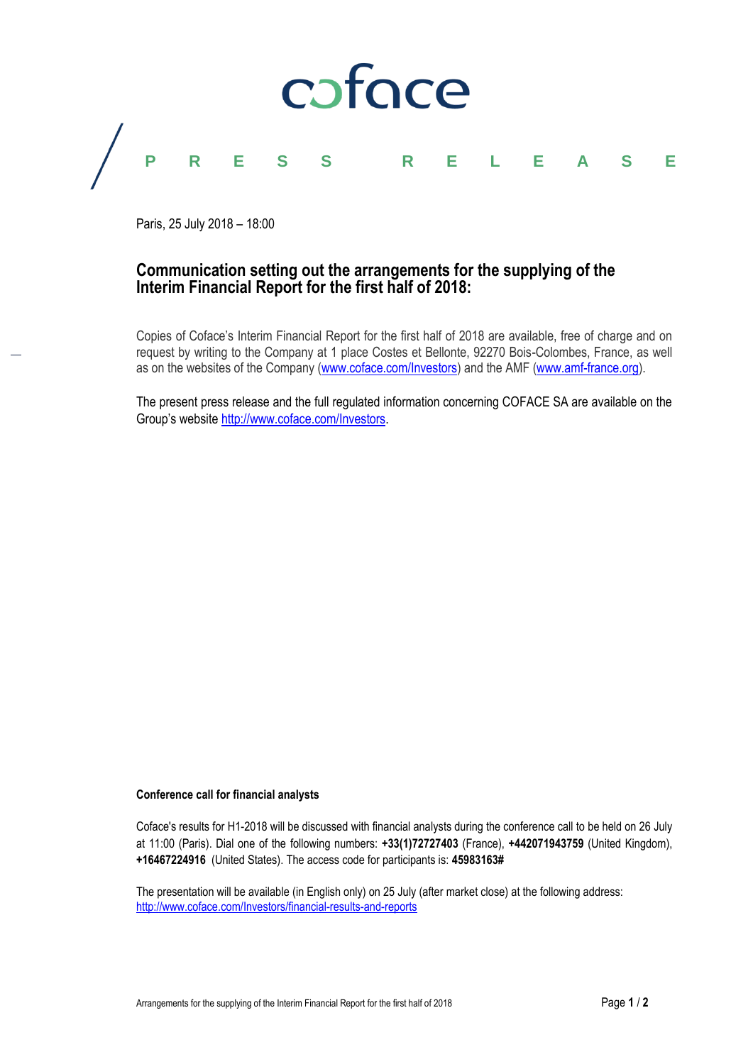coface

PRESS RELEASE

Paris, 25 July 2018 – 18:00

# Communication setting out the arrangements for the supplying of the Interim Financial Report for the first half of 2018:

Copies of Coface's Interim Financial Report for the first half of 2018 are available, free of charge and on request by writing to the Company at 1 place Costes et Bellonte, 92270 Bois-Colombes, France, as well as on the websites of the Company (www.coface.com/Investors) and the AMF (www.amf-france.org).

The present press release and the full regulated information concerning COFACE SA are available on the Group's website http://www.coface.com/Investors.

**Conference call for financial analysts**

Coface's results for H1-2018 will be discussed with financial analysts during the conference call to be held on 26 July at 11:00 (Paris). Dial one of the following numbers: **+33(1)72727403** (France), **+442071943759** (United Kingdom), **+16467224916** (United States). The access code for participants is: **45983163#**

The presentation will be available (in English only) on 25 July (after market close) at the following address: http://www.coface.com/Investors/financial-results-and-reports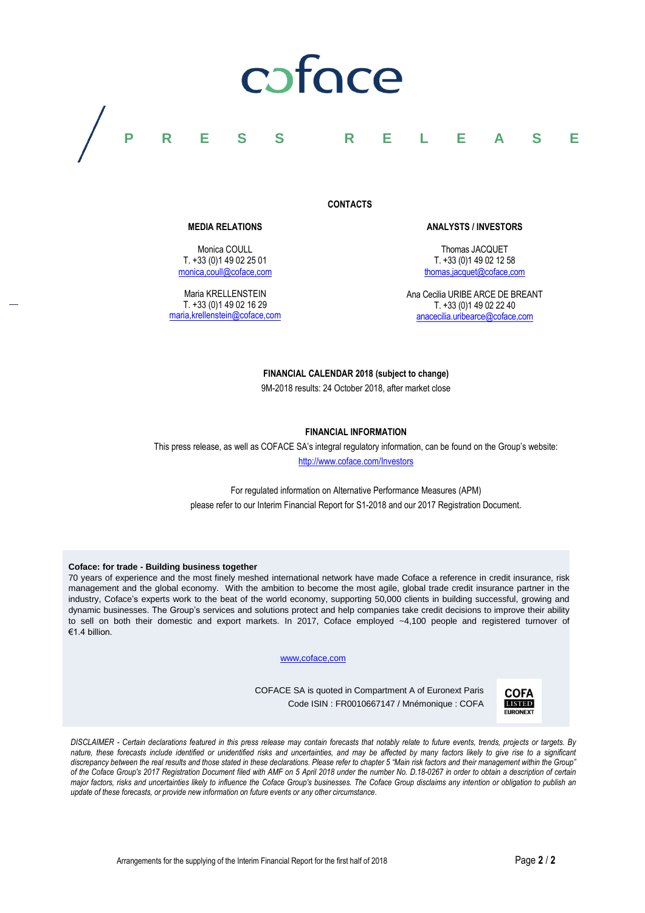coface

PRESS RELEASE

**CONTACTS**

**MEDIA RELATIONS**

Monica COULL
T. +33 (0)1 49 02 25 01
monica,coull@coface,com

Maria KRELLENSTEIN
T. +33 (0)1 49 02 16 29
maria,krellenstein@coface,com

**ANALYSTS / INVESTORS**

Thomas JACQUET
T. +33 (0)1 49 02 12 58
thomas,jacquet@coface,com

Ana Cecilia URIBE ARCE DE BREANT
T. +33 (0)1 49 02 22 40
anacecilia.uribearce@coface,com

**FINANCIAL CALENDAR 2018 (subject to change)**

9M-2018 results: 24 October 2018, after market close

**FINANCIAL INFORMATION**

This press release, as well as COFACE SA's integral regulatory information, can be found on the Group's website: http://www.coface.com/Investors

For regulated information on Alternative Performance Measures (APM) please refer to our Interim Financial Report for S1-2018 and our 2017 Registration Document.

**Coface: for trade - Building business together**

70 years of experience and the most finely meshed international network have made Coface a reference in credit insurance, risk management and the global economy. With the ambition to become the most agile, global trade credit insurance partner in the industry, Coface's experts work to the beat of the world economy, supporting 50,000 clients in building successful, growing and dynamic businesses. The Group's services and solutions protect and help companies take credit decisions to improve their ability to sell on both their domestic and export markets. In 2017, Coface employed ~4,100 people and registered turnover of €1.4 billion.

www,coface,com

COFACE SA is quoted in Compartment A of Euronext Paris
Code ISIN : FR0010667147 / Mnémonique : COFA

COFA LISTED EURONEXT

*DISCLAIMER - Certain declarations featured in this press release may contain forecasts that notably relate to future events, trends, projects or targets. By nature, these forecasts include identified or unidentified risks and uncertainties, and may be affected by many factors likely to give rise to a significant discrepancy between the real results and those stated in these declarations. Please refer to chapter 5 "Main risk factors and their management within the Group" of the Coface Group's 2017 Registration Document filed with AMF on 5 April 2018 under the number No. D.18-0267 in order to obtain a description of certain major factors, risks and uncertainties likely to influence the Coface Group's businesses. The Coface Group disclaims any intention or obligation to publish an update of these forecasts, or provide new information on future events or any other circumstance.*